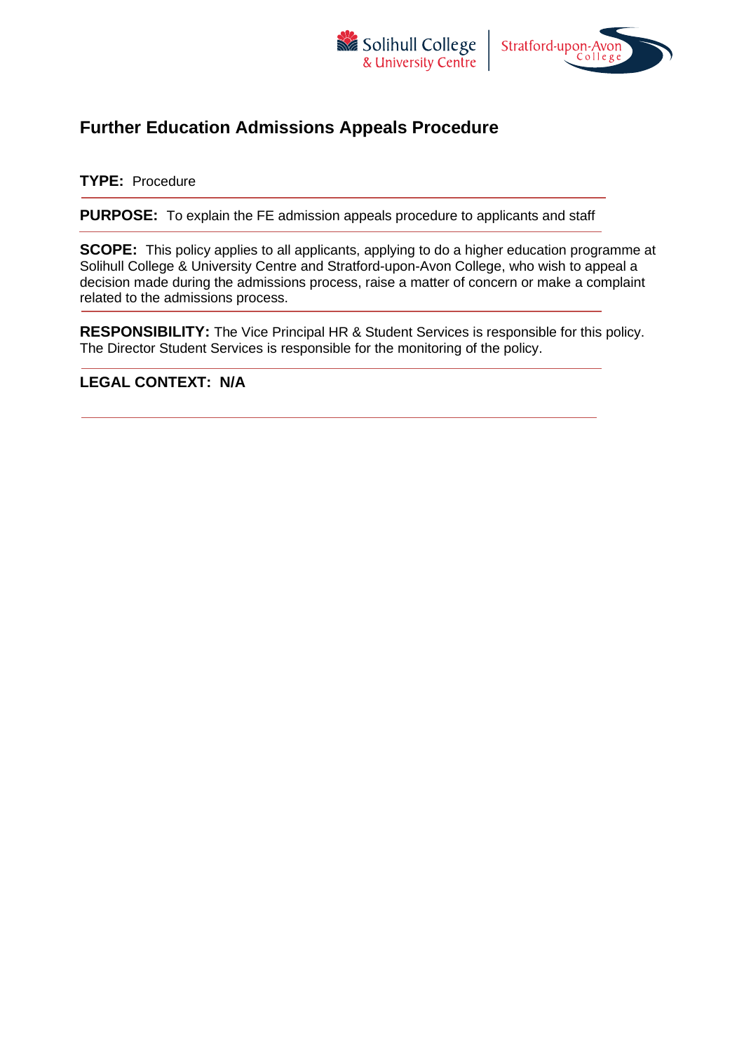# Further Education Admissions Appeals Procedure

**TYPE:** Procedure

---

**PURPOSE:** To explain the FE admission appeals procedure to applicants and staff

---

**SCOPE:** This policy applies to all applicants, applying to do a higher education programme at Solihull College & University Centre and Stratford-upon-Avon College, who wish to appeal a decision made during the admissions process, raise a matter of concern or make a complaint related to the admissions process.

---

**RESPONSIBILITY:** The Vice Principal HR & Student Services is responsible for this policy. The Director Student Services is responsible for the monitoring of the policy.

---

**LEGAL CONTEXT: N/A**

---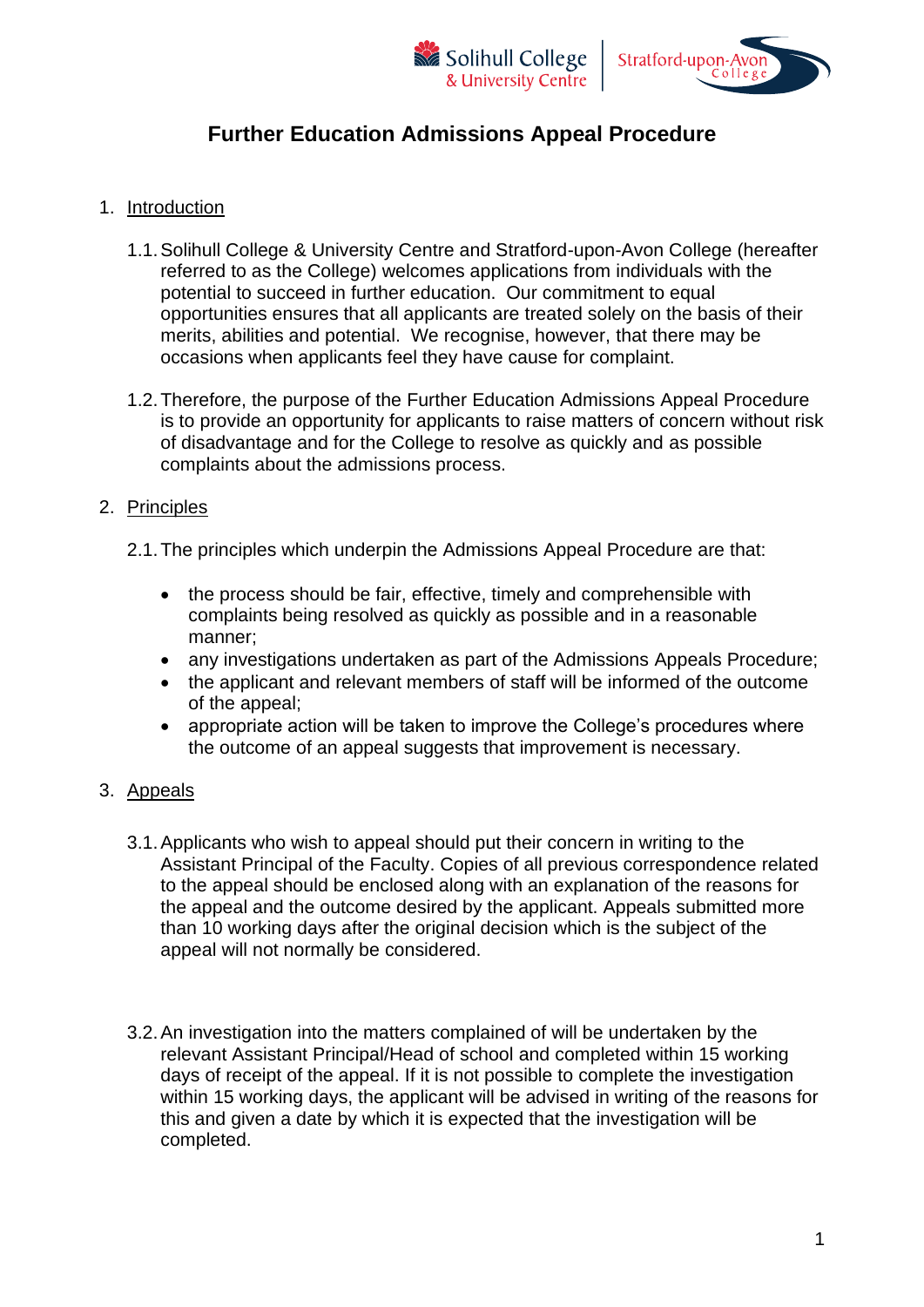# Further Education Admissions Appeal Procedure

1. Introduction

    1.1. Solihull College & University Centre and Stratford-upon-Avon College (hereafter referred to as the College) welcomes applications from individuals with the potential to succeed in further education. Our commitment to equal opportunities ensures that all applicants are treated solely on the basis of their merits, abilities and potential. We recognise, however, that there may be occasions when applicants feel they have cause for complaint.

    1.2. Therefore, the purpose of the Further Education Admissions Appeal Procedure is to provide an opportunity for applicants to raise matters of concern without risk of disadvantage and for the College to resolve as quickly and as possible complaints about the admissions process.

2. Principles

    2.1. The principles which underpin the Admissions Appeal Procedure are that:

    - the process should be fair, effective, timely and comprehensible with complaints being resolved as quickly as possible and in a reasonable manner;
    - any investigations undertaken as part of the Admissions Appeals Procedure;
    - the applicant and relevant members of staff will be informed of the outcome of the appeal;
    - appropriate action will be taken to improve the College's procedures where the outcome of an appeal suggests that improvement is necessary.

3. Appeals

    3.1. Applicants who wish to appeal should put their concern in writing to the Assistant Principal of the Faculty. Copies of all previous correspondence related to the appeal should be enclosed along with an explanation of the reasons for the appeal and the outcome desired by the applicant. Appeals submitted more than 10 working days after the original decision which is the subject of the appeal will not normally be considered.

    3.2. An investigation into the matters complained of will be undertaken by the relevant Assistant Principal/Head of school and completed within 15 working days of receipt of the appeal. If it is not possible to complete the investigation within 15 working days, the applicant will be advised in writing of the reasons for this and given a date by which it is expected that the investigation will be completed.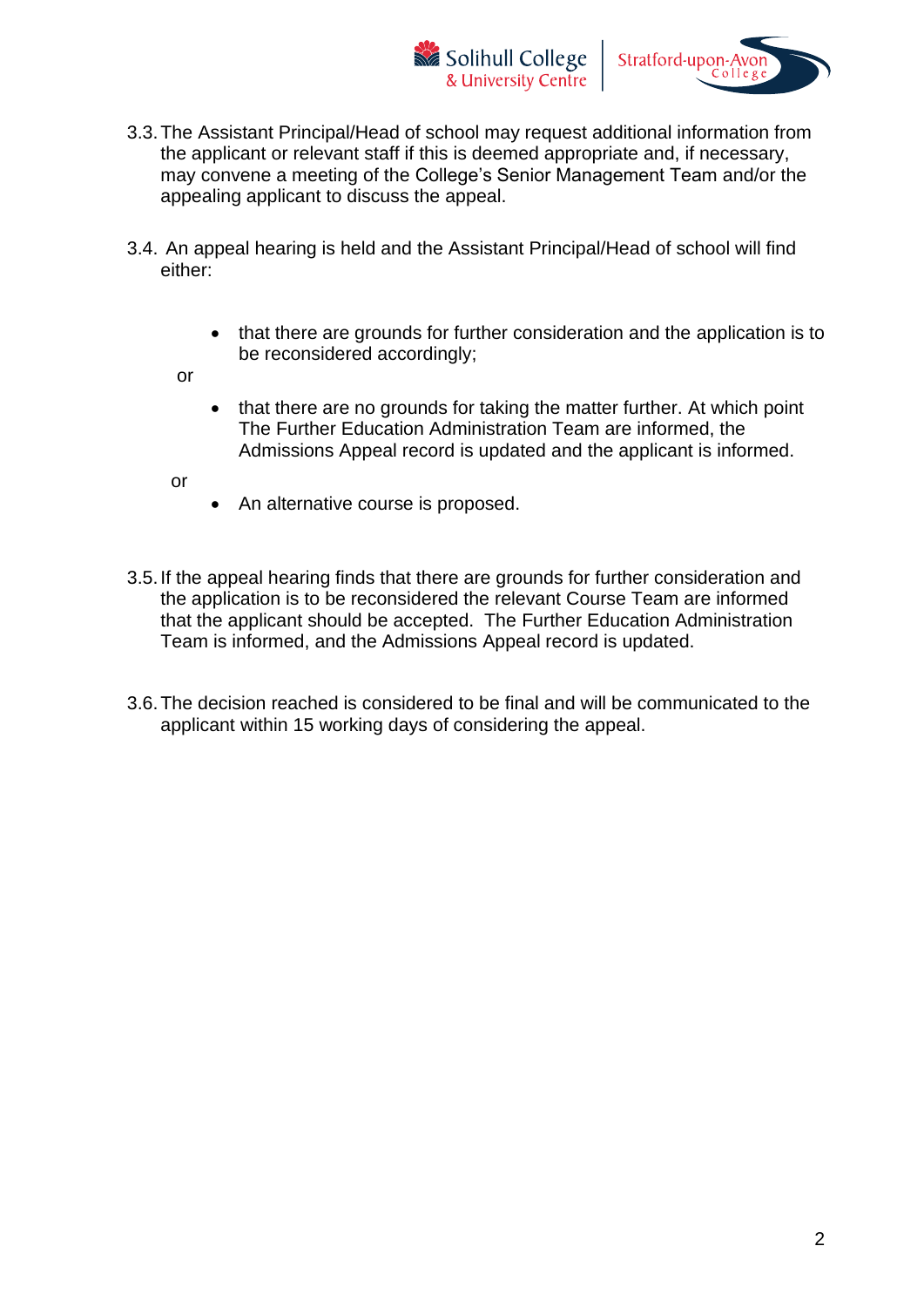3.3. The Assistant Principal/Head of school may request additional information from the applicant or relevant staff if this is deemed appropriate and, if necessary, may convene a meeting of the College's Senior Management Team and/or the appealing applicant to discuss the appeal.

3.4. An appeal hearing is held and the Assistant Principal/Head of school will find either:

- that there are grounds for further consideration and the application is to be reconsidered accordingly;

or

- that there are no grounds for taking the matter further. At which point The Further Education Administration Team are informed, the Admissions Appeal record is updated and the applicant is informed.

or

- An alternative course is proposed.

3.5. If the appeal hearing finds that there are grounds for further consideration and the application is to be reconsidered the relevant Course Team are informed that the applicant should be accepted. The Further Education Administration Team is informed, and the Admissions Appeal record is updated.

3.6. The decision reached is considered to be final and will be communicated to the applicant within 15 working days of considering the appeal.